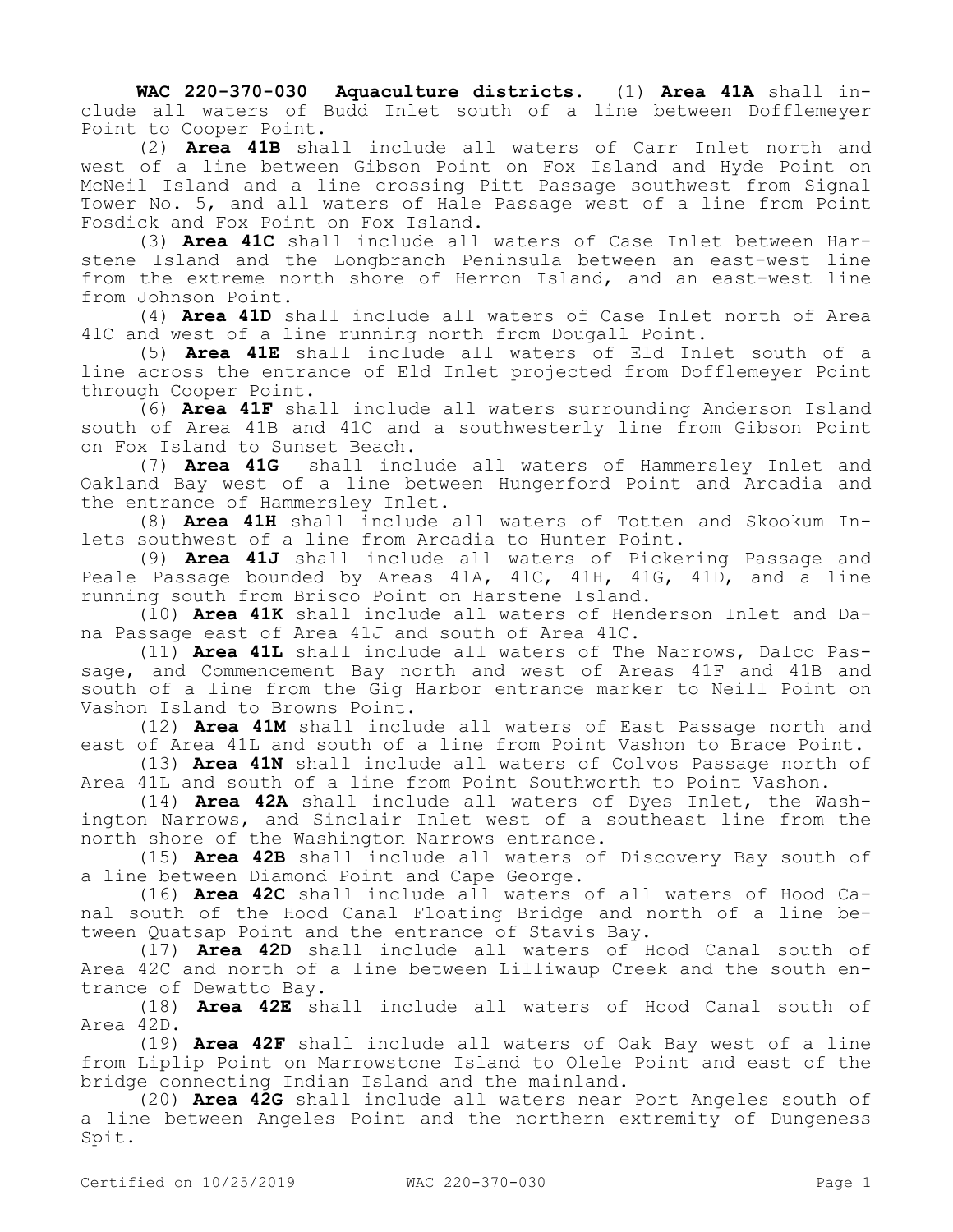**WAC 220-370-030 Aquaculture districts.** (1) **Area 41A** shall include all waters of Budd Inlet south of a line between Dofflemeyer Point to Cooper Point.

(2) **Area 41B** shall include all waters of Carr Inlet north and west of a line between Gibson Point on Fox Island and Hyde Point on McNeil Island and a line crossing Pitt Passage southwest from Signal Tower No. 5, and all waters of Hale Passage west of a line from Point Fosdick and Fox Point on Fox Island.

(3) **Area 41C** shall include all waters of Case Inlet between Harstene Island and the Longbranch Peninsula between an east-west line from the extreme north shore of Herron Island, and an east-west line from Johnson Point.

(4) **Area 41D** shall include all waters of Case Inlet north of Area 41C and west of a line running north from Dougall Point.

(5) **Area 41E** shall include all waters of Eld Inlet south of a line across the entrance of Eld Inlet projected from Dofflemeyer Point through Cooper Point.

(6) **Area 41F** shall include all waters surrounding Anderson Island south of Area 41B and 41C and a southwesterly line from Gibson Point on Fox Island to Sunset Beach.

(7) **Area 41G** shall include all waters of Hammersley Inlet and Oakland Bay west of a line between Hungerford Point and Arcadia and the entrance of Hammersley Inlet.

(8) **Area 41H** shall include all waters of Totten and Skookum Inlets southwest of a line from Arcadia to Hunter Point.

(9) **Area 41J** shall include all waters of Pickering Passage and Peale Passage bounded by Areas 41A, 41C, 41H, 41G, 41D, and a line running south from Brisco Point on Harstene Island.

(10) **Area 41K** shall include all waters of Henderson Inlet and Dana Passage east of Area 41J and south of Area 41C.

(11) **Area 41L** shall include all waters of The Narrows, Dalco Passage, and Commencement Bay north and west of Areas 41F and 41B and south of a line from the Gig Harbor entrance marker to Neill Point on Vashon Island to Browns Point.

(12) **Area 41M** shall include all waters of East Passage north and east of Area 41L and south of a line from Point Vashon to Brace Point.

(13) **Area 41N** shall include all waters of Colvos Passage north of Area 41L and south of a line from Point Southworth to Point Vashon.

(14) **Area 42A** shall include all waters of Dyes Inlet, the Washington Narrows, and Sinclair Inlet west of a southeast line from the north shore of the Washington Narrows entrance.

(15) **Area 42B** shall include all waters of Discovery Bay south of a line between Diamond Point and Cape George.

(16) **Area 42C** shall include all waters of all waters of Hood Canal south of the Hood Canal Floating Bridge and north of a line between Quatsap Point and the entrance of Stavis Bay.

(17) **Area 42D** shall include all waters of Hood Canal south of Area 42C and north of a line between Lilliwaup Creek and the south entrance of Dewatto Bay.

(18) **Area 42E** shall include all waters of Hood Canal south of Area 42D.

(19) **Area 42F** shall include all waters of Oak Bay west of a line from Liplip Point on Marrowstone Island to Olele Point and east of the bridge connecting Indian Island and the mainland.

(20) **Area 42G** shall include all waters near Port Angeles south of a line between Angeles Point and the northern extremity of Dungeness Spit.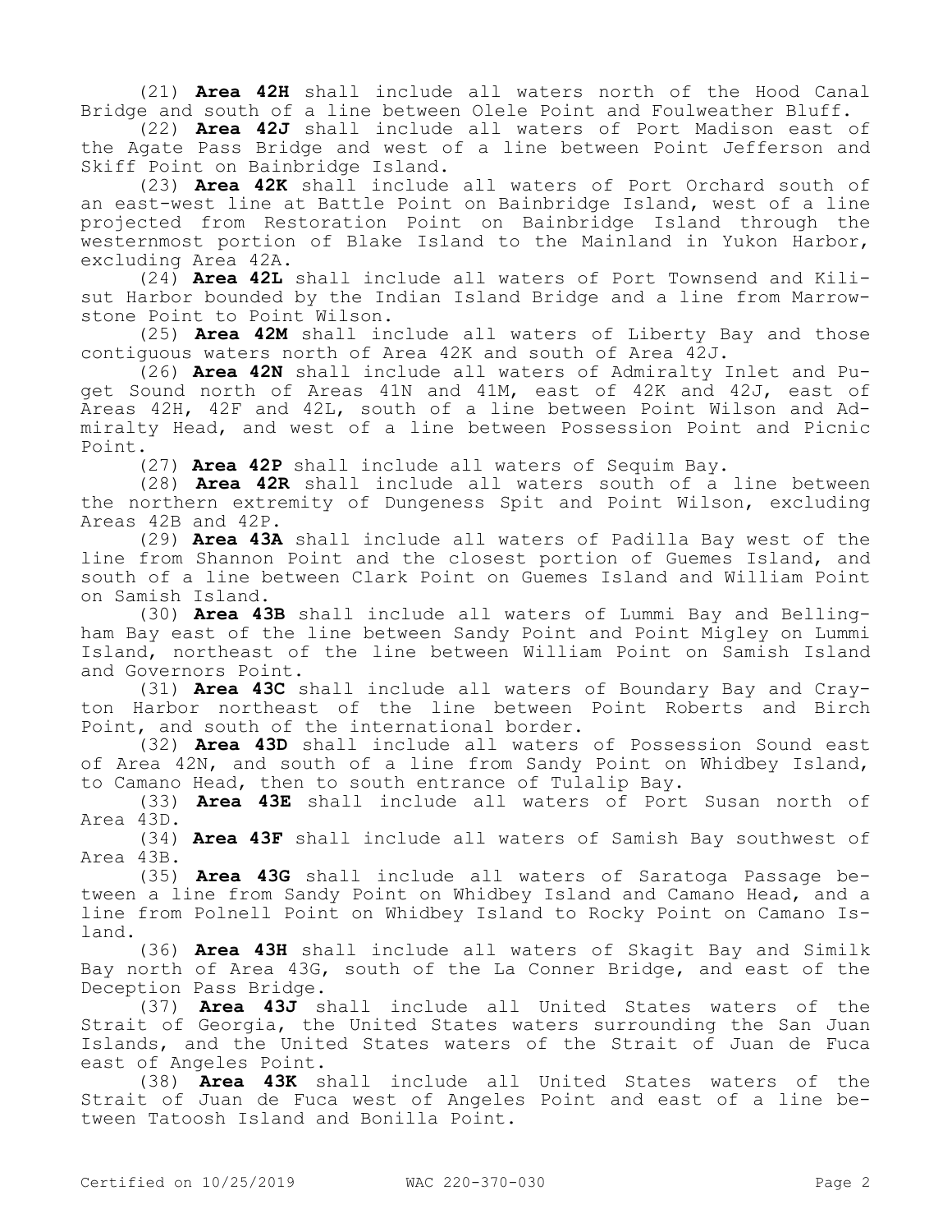(21) **Area 42H** shall include all waters north of the Hood Canal Bridge and south of a line between Olele Point and Foulweather Bluff.

(22) **Area 42J** shall include all waters of Port Madison east of the Agate Pass Bridge and west of a line between Point Jefferson and Skiff Point on Bainbridge Island.

(23) **Area 42K** shall include all waters of Port Orchard south of an east-west line at Battle Point on Bainbridge Island, west of a line projected from Restoration Point on Bainbridge Island through the westernmost portion of Blake Island to the Mainland in Yukon Harbor, excluding Area 42A.

(24) **Area 42L** shall include all waters of Port Townsend and Kilisut Harbor bounded by the Indian Island Bridge and a line from Marrowstone Point to Point Wilson.

(25) **Area 42M** shall include all waters of Liberty Bay and those contiguous waters north of Area 42K and south of Area 42J.

(26) **Area 42N** shall include all waters of Admiralty Inlet and Puget Sound north of Areas 41N and 41M, east of 42K and 42J, east of Areas 42H, 42F and 42L, south of a line between Point Wilson and Admiralty Head, and west of a line between Possession Point and Picnic Point.

(27) **Area 42P** shall include all waters of Sequim Bay.

(28) **Area 42R** shall include all waters south of a line between the northern extremity of Dungeness Spit and Point Wilson, excluding Areas 42B and 42P.

(29) **Area 43A** shall include all waters of Padilla Bay west of the line from Shannon Point and the closest portion of Guemes Island, and south of a line between Clark Point on Guemes Island and William Point on Samish Island.

(30) **Area 43B** shall include all waters of Lummi Bay and Bellingham Bay east of the line between Sandy Point and Point Migley on Lummi Island, northeast of the line between William Point on Samish Island and Governors Point.

(31) **Area 43C** shall include all waters of Boundary Bay and Crayton Harbor northeast of the line between Point Roberts and Birch Point, and south of the international border.

(32) **Area 43D** shall include all waters of Possession Sound east of Area 42N, and south of a line from Sandy Point on Whidbey Island, to Camano Head, then to south entrance of Tulalip Bay.

(33) **Area 43E** shall include all waters of Port Susan north of Area 43D.

(34) **Area 43F** shall include all waters of Samish Bay southwest of Area 43B.

(35) **Area 43G** shall include all waters of Saratoga Passage between a line from Sandy Point on Whidbey Island and Camano Head, and a line from Polnell Point on Whidbey Island to Rocky Point on Camano Island.

(36) **Area 43H** shall include all waters of Skagit Bay and Similk Bay north of Area 43G, south of the La Conner Bridge, and east of the Deception Pass Bridge.

(37) **Area 43J** shall include all United States waters of the Strait of Georgia, the United States waters surrounding the San Juan Islands, and the United States waters of the Strait of Juan de Fuca east of Angeles Point.

(38) **Area 43K** shall include all United States waters of the Strait of Juan de Fuca west of Angeles Point and east of a line between Tatoosh Island and Bonilla Point.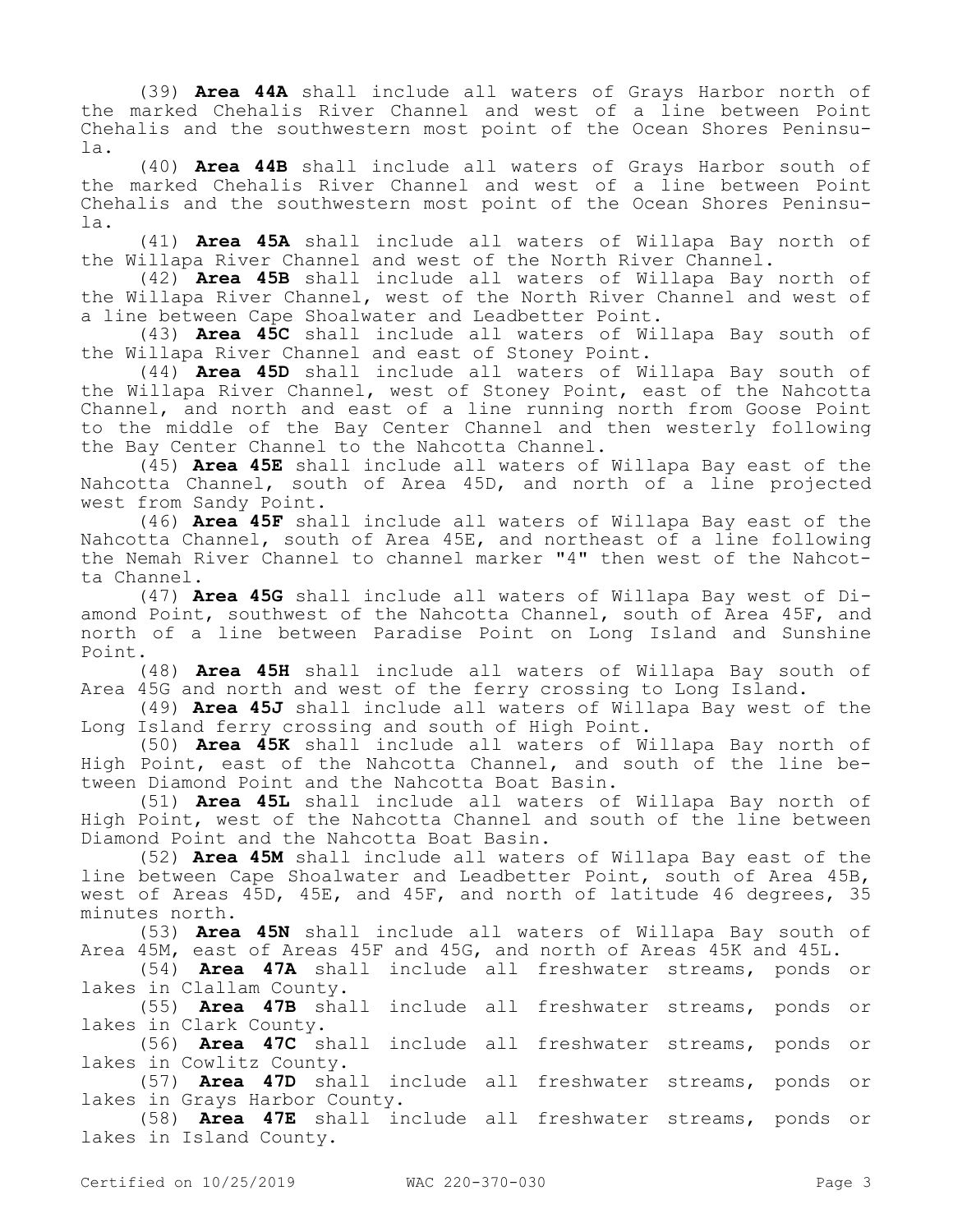(39) **Area 44A** shall include all waters of Grays Harbor north of the marked Chehalis River Channel and west of a line between Point Chehalis and the southwestern most point of the Ocean Shores Peninsula.

(40) **Area 44B** shall include all waters of Grays Harbor south of the marked Chehalis River Channel and west of a line between Point Chehalis and the southwestern most point of the Ocean Shores Peninsula.

(41) **Area 45A** shall include all waters of Willapa Bay north of the Willapa River Channel and west of the North River Channel.

(42) **Area 45B** shall include all waters of Willapa Bay north of the Willapa River Channel, west of the North River Channel and west of a line between Cape Shoalwater and Leadbetter Point.

(43) **Area 45C** shall include all waters of Willapa Bay south of the Willapa River Channel and east of Stoney Point.

(44) **Area 45D** shall include all waters of Willapa Bay south of the Willapa River Channel, west of Stoney Point, east of the Nahcotta Channel, and north and east of a line running north from Goose Point to the middle of the Bay Center Channel and then westerly following the Bay Center Channel to the Nahcotta Channel.

(45) **Area 45E** shall include all waters of Willapa Bay east of the Nahcotta Channel, south of Area 45D, and north of a line projected west from Sandy Point.

(46) **Area 45F** shall include all waters of Willapa Bay east of the Nahcotta Channel, south of Area 45E, and northeast of a line following the Nemah River Channel to channel marker "4" then west of the Nahcotta Channel.

(47) **Area 45G** shall include all waters of Willapa Bay west of Diamond Point, southwest of the Nahcotta Channel, south of Area 45F, and north of a line between Paradise Point on Long Island and Sunshine Point.

(48) **Area 45H** shall include all waters of Willapa Bay south of Area 45G and north and west of the ferry crossing to Long Island.

(49) **Area 45J** shall include all waters of Willapa Bay west of the Long Island ferry crossing and south of High Point.

(50) **Area 45K** shall include all waters of Willapa Bay north of High Point, east of the Nahcotta Channel, and south of the line between Diamond Point and the Nahcotta Boat Basin.

(51) **Area 45L** shall include all waters of Willapa Bay north of High Point, west of the Nahcotta Channel and south of the line between Diamond Point and the Nahcotta Boat Basin.

(52) **Area 45M** shall include all waters of Willapa Bay east of the line between Cape Shoalwater and Leadbetter Point, south of Area 45B, west of Areas 45D, 45E, and 45F, and north of latitude 46 degrees, 35 minutes north.

(53) **Area 45N** shall include all waters of Willapa Bay south of Area 45M, east of Areas 45F and 45G, and north of Areas 45K and 45L.

(54) **Area 47A** shall include all freshwater streams, ponds or lakes in Clallam County.

(55) **Area 47B** shall include all freshwater streams, ponds or lakes in Clark County.

(56) **Area 47C** shall include all freshwater streams, ponds or lakes in Cowlitz County.

(57) **Area 47D** shall include all freshwater streams, ponds or lakes in Grays Harbor County.

(58) **Area 47E** shall include all freshwater streams, ponds or lakes in Island County.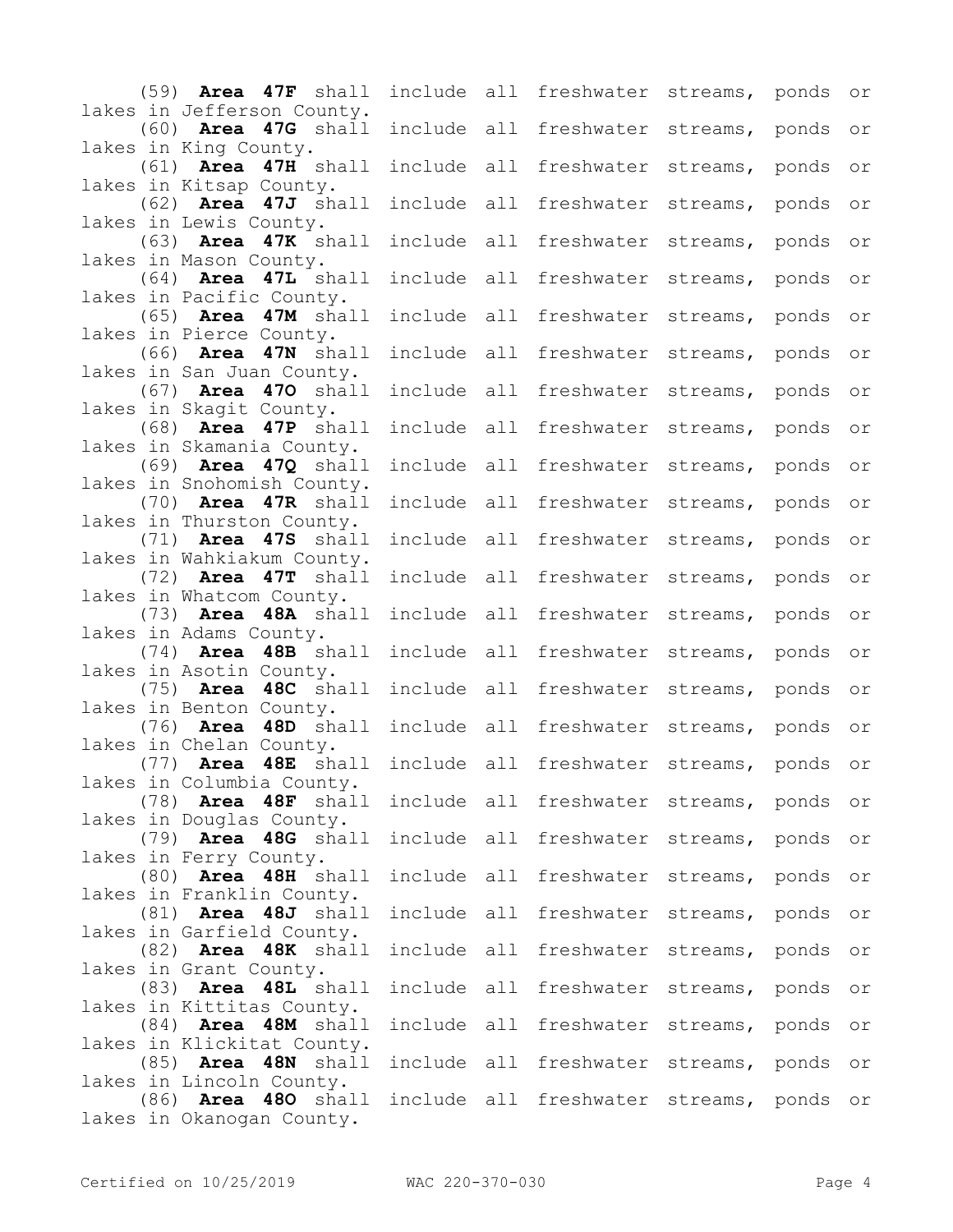(59) **Area 47F** shall include all freshwater streams, ponds or lakes in Jefferson County.

(60) **Area 47G** shall include all freshwater streams, ponds or lakes in King County.

(61) **Area 47H** shall include all freshwater streams, ponds or lakes in Kitsap County.

(62) **Area 47J** shall include all freshwater streams, ponds or lakes in Lewis County.

(63) **Area 47K** shall include all freshwater streams, ponds or lakes in Mason County.

(64) **Area 47L** shall include all freshwater streams, ponds or lakes in Pacific County.

(65) **Area 47M** shall include all freshwater streams, ponds or lakes in Pierce County.

(66) **Area 47N** shall include all freshwater streams, ponds or lakes in San Juan County.

(67) **Area 47O** shall include all freshwater streams, ponds or lakes in Skagit County.

(68) **Area 47P** shall include all freshwater streams, ponds or lakes in Skamania County.

(69) **Area 47Q** shall include all freshwater streams, ponds or lakes in Snohomish County.

(70) **Area 47R** shall include all freshwater streams, ponds or lakes in Thurston County.

(71) **Area 47S** shall include all freshwater streams, ponds or lakes in Wahkiakum County.

(72) **Area 47T** shall include all freshwater streams, ponds or lakes in Whatcom County.

(73) **Area 48A** shall include all freshwater streams, ponds or lakes in Adams County.

(74) **Area 48B** shall include all freshwater streams, ponds or lakes in Asotin County.

(75) **Area 48C** shall include all freshwater streams, ponds or lakes in Benton County.

(76) **Area 48D** shall include all freshwater streams, ponds or lakes in Chelan County.

(77) **Area 48E** shall include all freshwater streams, ponds or lakes in Columbia County.

(78) **Area 48F** shall include all freshwater streams, ponds or lakes in Douglas County.

(79) **Area 48G** shall include all freshwater streams, ponds or lakes in Ferry County.

(80) **Area 48H** shall include all freshwater streams, ponds or lakes in Franklin County.

(81) **Area 48J** shall include all freshwater streams, ponds or lakes in Garfield County.

(82) **Area 48K** shall include all freshwater streams, ponds or lakes in Grant County.

(83) **Area 48L** shall include all freshwater streams, ponds or lakes in Kittitas County.

(84) **Area 48M** shall include all freshwater streams, ponds or lakes in Klickitat County.

(85) **Area 48N** shall include all freshwater streams, ponds or lakes in Lincoln County.

(86) **Area 48O** shall include all freshwater streams, ponds or lakes in Okanogan County.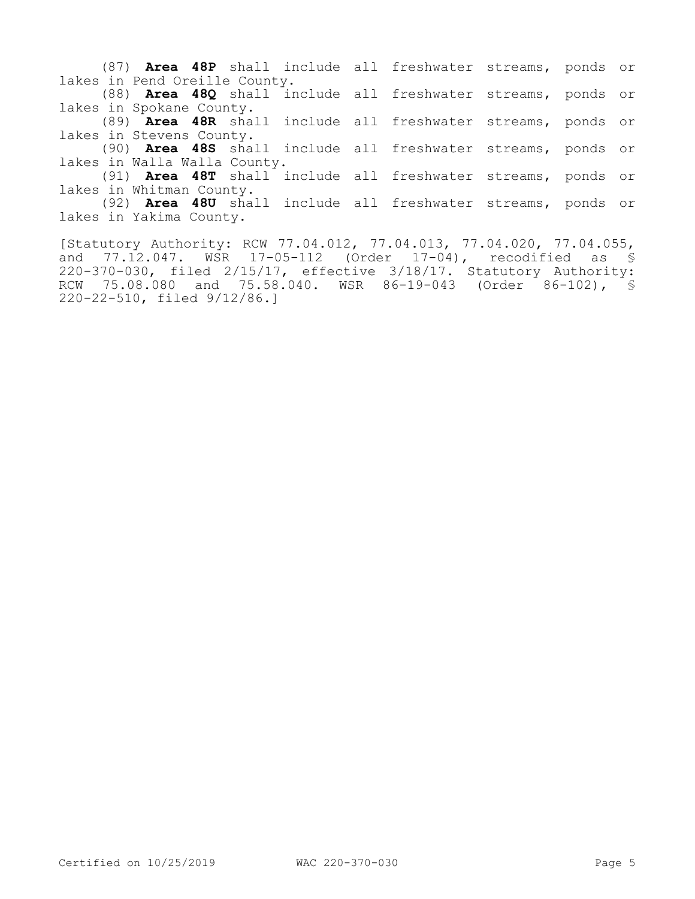(87) **Area 48P** shall include all freshwater streams, ponds or lakes in Pend Oreille County.

(88) **Area 48Q** shall include all freshwater streams, ponds or lakes in Spokane County.

(89) **Area 48R** shall include all freshwater streams, ponds or lakes in Stevens County.

(90) **Area 48S** shall include all freshwater streams, ponds or lakes in Walla Walla County.

(91) **Area 48T** shall include all freshwater streams, ponds or lakes in Whitman County.

(92) **Area 48U** shall include all freshwater streams, ponds or lakes in Yakima County.

[Statutory Authority: RCW 77.04.012, 77.04.013, 77.04.020, 77.04.055, and 77.12.047. WSR 17-05-112 (Order 17-04), recodified as § 220-370-030, filed 2/15/17, effective 3/18/17. Statutory Authority: RCW 75.08.080 and 75.58.040. WSR 86-19-043 (Order 86-102), § 220-22-510, filed 9/12/86.]